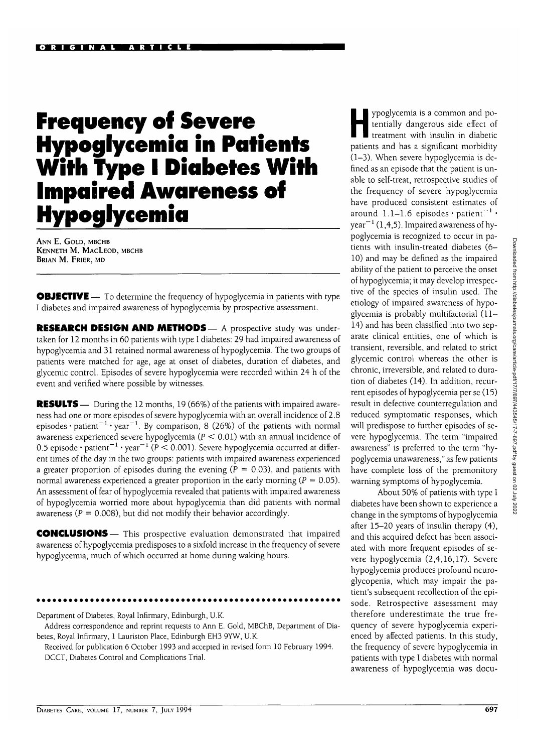ORIGINAL ARTICLE

# Frequency of Severe Hypoglycemia in Patients With Type I Diabetes With Impaired Awareness of Hypoglycemia

ANN E. GOLD, MBCHB
KENNETH M. MACLEOD, MBCHB
BRIAN M. FRIER, MD

**OBJECTIVE** — To determine the frequency of hypoglycemia in patients with type I diabetes and impaired awareness of hypoglycemia by prospective assessment.

**RESEARCH DESIGN AND METHODS** — A prospective study was undertaken for 12 months in 60 patients with type I diabetes: 29 had impaired awareness of hypoglycemia and 31 retained normal awareness of hypoglycemia. The two groups of patients were matched for age, age at onset of diabetes, duration of diabetes, and glycemic control. Episodes of severe hypoglycemia were recorded within 24 h of the event and verified where possible by witnesses.

**RESULTS** — During the 12 months, 19 (66%) of the patients with impaired awareness had one or more episodes of severe hypoglycemia with an overall incidence of 2.8 episodes $\cdot$ patient$^{-1}$ $\cdot$ year$^{-1}$. By comparison, 8 (26%) of the patients with normal awareness experienced severe hypoglycemia ($P < 0.01$) with an annual incidence of 0.5 episode $\cdot$ patient$^{-1}$ $\cdot$ year$^{-1}$ ($P < 0.001$). Severe hypoglycemia occurred at different times of the day in the two groups: patients with impaired awareness experienced a greater proportion of episodes during the evening ($P = 0.03$), and patients with normal awareness experienced a greater proportion in the early morning ($P = 0.05$). An assessment of fear of hypoglycemia revealed that patients with impaired awareness of hypoglycemia worried more about hypoglycemia than did patients with normal awareness ($P = 0.008$), but did not modify their behavior accordingly.

**CONCLUSIONS** — This prospective evaluation demonstrated that impaired awareness of hypoglycemia predisposes to a sixfold increase in the frequency of severe hypoglycemia, much of which occurred at home during waking hours.

---

Department of Diabetes, Royal Infirmary, Edinburgh, U.K.

Address correspondence and reprint requests to Ann E. Gold, MBChB, Department of Diabetes, Royal Infirmary, 1 Lauriston Place, Edinburgh EH3 9YW, U.K.

Received for publication 6 October 1993 and accepted in revised form 10 February 1994.

DCCT, Diabetes Control and Complications Trial.

Hypoglycemia is a common and potentially dangerous side effect of treatment with insulin in diabetic patients and has a significant morbidity (1–3). When severe hypoglycemia is defined as an episode that the patient is unable to self-treat, retrospective studies of the frequency of severe hypoglycemia have produced consistent estimates of around 1.1–1.6 episodes $\cdot$ patient$^{-1}$ $\cdot$ year$^{-1}$ (1,4,5). Impaired awareness of hypoglycemia is recognized to occur in patients with insulin-treated diabetes (6–10) and may be defined as the impaired ability of the patient to perceive the onset of hypoglycemia; it may develop irrespective of the species of insulin used. The etiology of impaired awareness of hypoglycemia is probably multifactorial (11–14) and has been classified into two separate clinical entities, one of which is transient, reversible, and related to strict glycemic control whereas the other is chronic, irreversible, and related to duration of diabetes (14). In addition, recurrent episodes of hypoglycemia per se (15) result in defective counterregulation and reduced symptomatic responses, which will predispose to further episodes of severe hypoglycemia. The term "impaired awareness" is preferred to the term "hypoglycemia unawareness," as few patients have complete loss of the premonitory warning symptoms of hypoglycemia.

About 50% of patients with type I diabetes have been shown to experience a change in the symptoms of hypoglycemia after 15–20 years of insulin therapy (4), and this acquired defect has been associated with more frequent episodes of severe hypoglycemia (2,4,16,17). Severe hypoglycemia produces profound neuroglycopenia, which may impair the patient's subsequent recollection of the episode. Retrospective assessment may therefore underestimate the true frequency of severe hypoglycemia experienced by affected patients. In this study, the frequency of severe hypoglycemia in patients with type I diabetes with normal awareness of hypoglycemia was docu-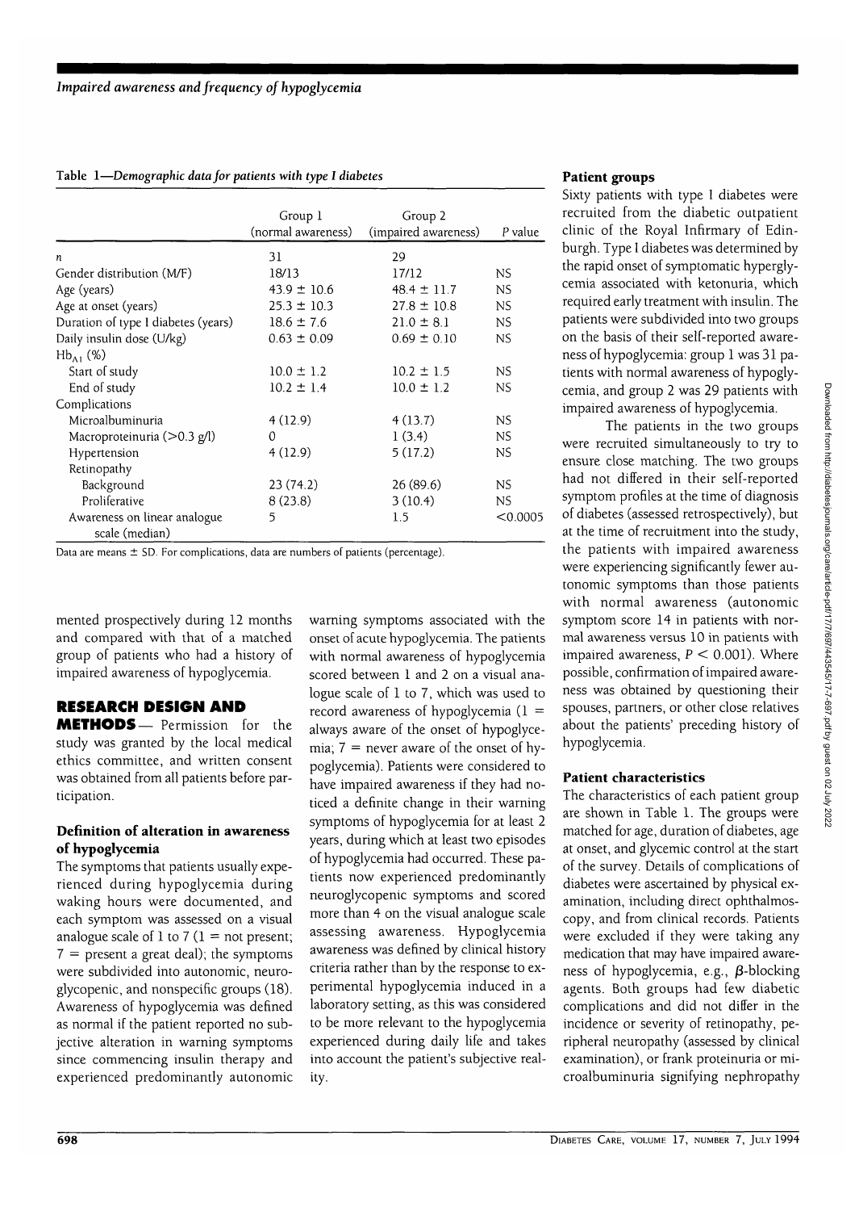Table 1—*Demographic data for patients with type I diabetes*

| | Group 1 (normal awareness) | Group 2 (impaired awareness) | *P* value |
|---|---|---|---|
| *n* | 31 | 29 | |
| Gender distribution (M/F) | 18/13 | 17/12 | NS |
| Age (years) | 43.9 ± 10.6 | 48.4 ± 11.7 | NS |
| Age at onset (years) | 25.3 ± 10.3 | 27.8 ± 10.8 | NS |
| Duration of type I diabetes (years) | 18.6 ± 7.6 | 21.0 ± 8.1 | NS |
| Daily insulin dose (U/kg) | 0.63 ± 0.09 | 0.69 ± 0.10 | NS |
| $Hb_{A1}$ (%) | | | |
| Start of study | 10.0 ± 1.2 | 10.2 ± 1.5 | NS |
| End of study | 10.2 ± 1.4 | 10.0 ± 1.2 | NS |
| Complications | | | |
| Microalbuminuria | 4 (12.9) | 4 (13.7) | NS |
| Macroproteinuria (>0.3 g/l) | 0 | 1 (3.4) | NS |
| Hypertension | 4 (12.9) | 5 (17.2) | NS |
| Retinopathy | | | |
| Background | 23 (74.2) | 26 (89.6) | NS |
| Proliferative | 8 (23.8) | 3 (10.4) | NS |
| Awareness on linear analogue scale (median) | 5 | 1.5 | <0.0005 |

Data are means ± SD. For complications, data are numbers of patients (percentage).

mented prospectively during 12 months and compared with that of a matched group of patients who had a history of impaired awareness of hypoglycemia.

## RESEARCH DESIGN AND METHODS

Permission for the study was granted by the local medical ethics committee, and written consent was obtained from all patients before participation.

### Definition of alteration in awareness of hypoglycemia

The symptoms that patients usually experienced during hypoglycemia during waking hours were documented, and each symptom was assessed on a visual analogue scale of 1 to 7 (1 = not present; 7 = present a great deal); the symptoms were subdivided into autonomic, neuroglycopenic, and nonspecific groups (18). Awareness of hypoglycemia was defined as normal if the patient reported no subjective alteration in warning symptoms since commencing insulin therapy and experienced predominantly autonomic warning symptoms associated with the onset of acute hypoglycemia. The patients with normal awareness of hypoglycemia scored between 1 and 2 on a visual analogue scale of 1 to 7, which was used to record awareness of hypoglycemia (1 = always aware of the onset of hypoglycemia; 7 = never aware of the onset of hypoglycemia). Patients were considered to have impaired awareness if they had noticed a definite change in their warning symptoms of hypoglycemia for at least 2 years, during which at least two episodes of hypoglycemia had occurred. These patients now experienced predominantly neuroglycopenic symptoms and scored more than 4 on the visual analogue scale assessing awareness. Hypoglycemia awareness was defined by clinical history criteria rather than by the response to experimental hypoglycemia induced in a laboratory setting, as this was considered to be more relevant to the hypoglycemia experienced during daily life and takes into account the patient's subjective reality.

### Patient groups

Sixty patients with type I diabetes were recruited from the diabetic outpatient clinic of the Royal Infirmary of Edinburgh. Type I diabetes was determined by the rapid onset of symptomatic hyperglycemia associated with ketonuria, which required early treatment with insulin. The patients were subdivided into two groups on the basis of their self-reported awareness of hypoglycemia: group 1 was 31 patients with normal awareness of hypoglycemia, and group 2 was 29 patients with impaired awareness of hypoglycemia.

The patients in the two groups were recruited simultaneously to try to ensure close matching. The two groups had not differed in their self-reported symptom profiles at the time of diagnosis of diabetes (assessed retrospectively), but at the time of recruitment into the study, the patients with impaired awareness were experiencing significantly fewer autonomic symptoms than those patients with normal awareness (autonomic symptom score 14 in patients with normal awareness versus 10 in patients with impaired awareness, $P < 0.001$). Where possible, confirmation of impaired awareness was obtained by questioning their spouses, partners, or other close relatives about the patients' preceding history of hypoglycemia.

### Patient characteristics

The characteristics of each patient group are shown in Table 1. The groups were matched for age, duration of diabetes, age at onset, and glycemic control at the start of the survey. Details of complications of diabetes were ascertained by physical examination, including direct ophthalmoscopy, and from clinical records. Patients were excluded if they were taking any medication that may have impaired awareness of hypoglycemia, e.g., β-blocking agents. Both groups had few diabetic complications and did not differ in the incidence or severity of retinopathy, peripheral neuropathy (assessed by clinical examination), or frank proteinuria or microalbuminuria signifying nephropathy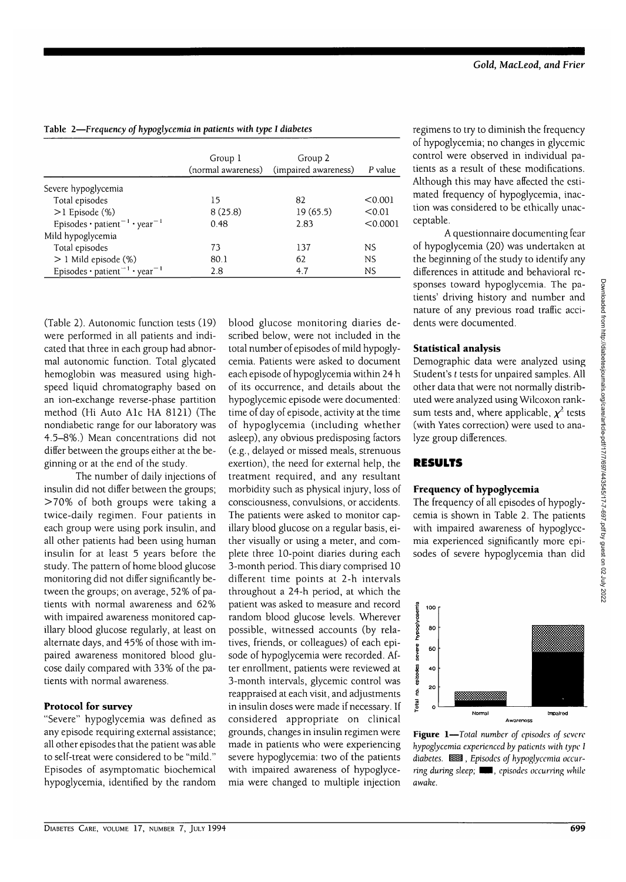Table 2—*Frequency of hypoglycemia in patients with type I diabetes*

| | Group 1 (normal awareness) | Group 2 (impaired awareness) | *P* value |
|---|---|---|---|
| Severe hypoglycemia | | | |
| Total episodes | 15 | 82 | <0.001 |
| >1 Episode (%) | 8 (25.8) | 19 (65.5) | <0.01 |
| Episodes · patient$^{-1}$ · year$^{-1}$ | 0.48 | 2.83 | <0.0001 |
| Mild hypoglycemia | | | |
| Total episodes | 73 | 137 | NS |
| > 1 Mild episode (%) | 80.1 | 62 | NS |
| Episodes · patient$^{-1}$ · year$^{-1}$ | 2.8 | 4.7 | NS |

(Table 2). Autonomic function tests (19) were performed in all patients and indicated that three in each group had abnormal autonomic function. Total glycated hemoglobin was measured using high-speed liquid chromatography based on an ion-exchange reverse-phase partition method (Hi Auto A1c HA 8121) (The nondiabetic range for our laboratory was 4.5–8%.) Mean concentrations did not differ between the groups either at the beginning or at the end of the study.

The number of daily injections of insulin did not differ between the groups; >70% of both groups were taking a twice-daily regimen. Four patients in each group were using pork insulin, and all other patients had been using human insulin for at least 5 years before the study. The pattern of home blood glucose monitoring did not differ significantly between the groups; on average, 52% of patients with normal awareness and 62% with impaired awareness monitored capillary blood glucose regularly, at least on alternate days, and 45% of those with impaired awareness monitored blood glucose daily compared with 33% of the patients with normal awareness.

### Protocol for survey

"Severe" hypoglycemia was defined as any episode requiring external assistance; all other episodes that the patient was able to self-treat were considered to be "mild." Episodes of asymptomatic biochemical hypoglycemia, identified by the random blood glucose monitoring diaries described below, were not included in the total number of episodes of mild hypoglycemia. Patients were asked to document each episode of hypoglycemia within 24 h of its occurrence, and details about the hypoglycemic episode were documented: time of day of episode, activity at the time of hypoglycemia (including whether asleep), any obvious predisposing factors (e.g., delayed or missed meals, strenuous exertion), the need for external help, the treatment required, and any resultant morbidity such as physical injury, loss of consciousness, convulsions, or accidents. The patients were asked to monitor capillary blood glucose on a regular basis, either visually or using a meter, and complete three 10-point diaries during each 3-month period. This diary comprised 10 different time points at 2-h intervals throughout a 24-h period, at which the patient was asked to measure and record random blood glucose levels. Wherever possible, witnessed accounts (by relatives, friends, or colleagues) of each episode of hypoglycemia were recorded. After enrollment, patients were reviewed at 3-month intervals, glycemic control was reappraised at each visit, and adjustments in insulin doses were made if necessary. If considered appropriate on clinical grounds, changes in insulin regimen were made in patients who were experiencing severe hypoglycemia: two of the patients with impaired awareness of hypoglycemia were changed to multiple injection regimens to try to diminish the frequency of hypoglycemia; no changes in glycemic control were observed in individual patients as a result of these modifications. Although this may have affected the estimated frequency of hypoglycemia, inaction was considered to be ethically unacceptable.

A questionnaire documenting fear of hypoglycemia (20) was undertaken at the beginning of the study to identify any differences in attitude and behavioral responses toward hypoglycemia. The patients' driving history and number and nature of any previous road traffic accidents were documented.

### Statistical analysis

Demographic data were analyzed using Student's *t* tests for unpaired samples. All other data that were not normally distributed were analyzed using Wilcoxon rank-sum tests and, where applicable, $\chi^2$ tests (with Yates correction) were used to analyze group differences.

## RESULTS

### Frequency of hypoglycemia

The frequency of all episodes of hypoglycemia is shown in Table 2. The patients with impaired awareness of hypoglycemia experienced significantly more episodes of severe hypoglycemia than did

**Figure 1**—*Total number of episodes of severe hypoglycemia experienced by patients with type I diabetes.* ▨, *Episodes of hypoglycemia occurring during sleep;* ■, *episodes occurring while awake.*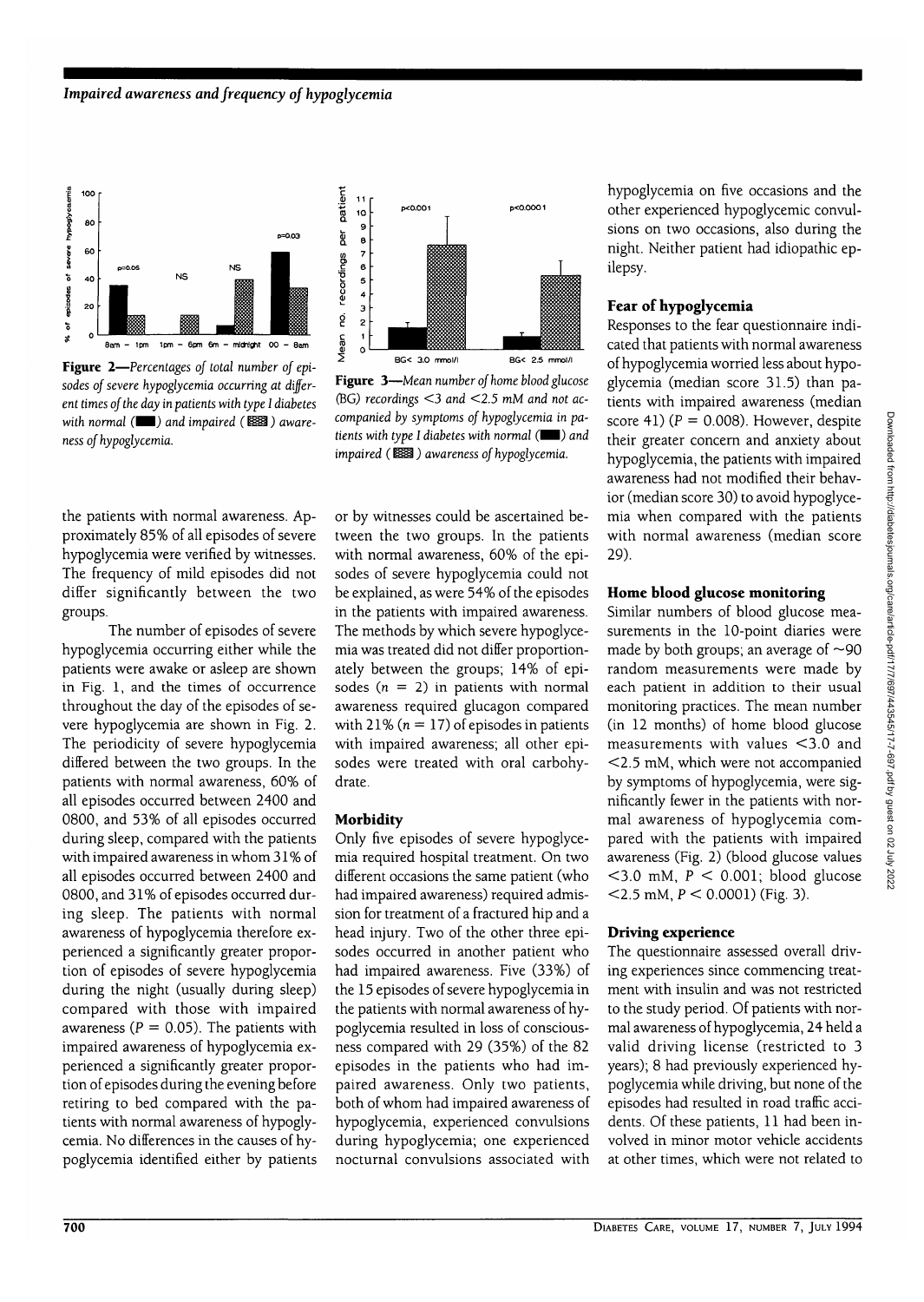Figure 2—*Percentages of total number of episodes of severe hypoglycemia occurring at different times of the day in patients with type I diabetes with normal (■) and impaired (▨) awareness of hypoglycemia.*

Figure 3—*Mean number of home blood glucose (BG) recordings <3 and <2.5 mM and not accompanied by symptoms of hypoglycemia in patients with type I diabetes with normal (■) and impaired (▨) awareness of hypoglycemia.*

the patients with normal awareness. Approximately 85% of all episodes of severe hypoglycemia were verified by witnesses. The frequency of mild episodes did not differ significantly between the two groups.

The number of episodes of severe hypoglycemia occurring either while the patients were awake or asleep are shown in Fig. 1, and the times of occurrence throughout the day of the episodes of severe hypoglycemia are shown in Fig. 2. The periodicity of severe hypoglycemia differed between the two groups. In the patients with normal awareness, 60% of all episodes occurred between 2400 and 0800, and 53% of all episodes occurred during sleep, compared with the patients with impaired awareness in whom 31% of all episodes occurred between 2400 and 0800, and 31% of episodes occurred during sleep. The patients with normal awareness of hypoglycemia therefore experienced a significantly greater proportion of episodes of severe hypoglycemia during the night (usually during sleep) compared with those with impaired awareness ($P = 0.05$). The patients with impaired awareness of hypoglycemia experienced a significantly greater proportion of episodes during the evening before retiring to bed compared with the patients with normal awareness of hypoglycemia. No differences in the causes of hypoglycemia identified either by patients or by witnesses could be ascertained between the two groups. In the patients with normal awareness, 60% of the episodes of severe hypoglycemia could not be explained, as were 54% of the episodes in the patients with impaired awareness. The methods by which severe hypoglycemia was treated did not differ proportionately between the groups; 14% of episodes ($n = 2$) in patients with normal awareness required glucagon compared with 21% ($n = 17$) of episodes in patients with impaired awareness; all other episodes were treated with oral carbohydrate.

### Morbidity

Only five episodes of severe hypoglycemia required hospital treatment. On two different occasions the same patient (who had impaired awareness) required admission for treatment of a fractured hip and a head injury. Two of the other three episodes occurred in another patient who had impaired awareness. Five (33%) of the 15 episodes of severe hypoglycemia in the patients with normal awareness of hypoglycemia resulted in loss of consciousness compared with 29 (35%) of the 82 episodes in the patients who had impaired awareness. Only two patients, both of whom had impaired awareness of hypoglycemia, experienced convulsions during hypoglycemia; one experienced nocturnal convulsions associated with hypoglycemia on five occasions and the other experienced hypoglycemic convulsions on two occasions, also during the night. Neither patient had idiopathic epilepsy.

### Fear of hypoglycemia

Responses to the fear questionnaire indicated that patients with normal awareness of hypoglycemia worried less about hypoglycemia (median score 31.5) than patients with impaired awareness (median score 41) ($P = 0.008$). However, despite their greater concern and anxiety about hypoglycemia, the patients with impaired awareness had not modified their behavior (median score 30) to avoid hypoglycemia when compared with the patients with normal awareness (median score 29).

### Home blood glucose monitoring

Similar numbers of blood glucose measurements in the 10-point diaries were made by both groups; an average of ~90 random measurements were made by each patient in addition to their usual monitoring practices. The mean number (in 12 months) of home blood glucose measurements with values <3.0 and <2.5 mM, which were not accompanied by symptoms of hypoglycemia, were significantly fewer in the patients with normal awareness of hypoglycemia compared with the patients with impaired awareness (Fig. 2) (blood glucose values <3.0 mM, $P < 0.001$; blood glucose <2.5 mM, $P < 0.0001$) (Fig. 3).

### Driving experience

The questionnaire assessed overall driving experiences since commencing treatment with insulin and was not restricted to the study period. Of patients with normal awareness of hypoglycemia, 24 held a valid driving license (restricted to 3 years); 8 had previously experienced hypoglycemia while driving, but none of the episodes had resulted in road traffic accidents. Of these patients, 11 had been involved in minor motor vehicle accidents at other times, which were not related to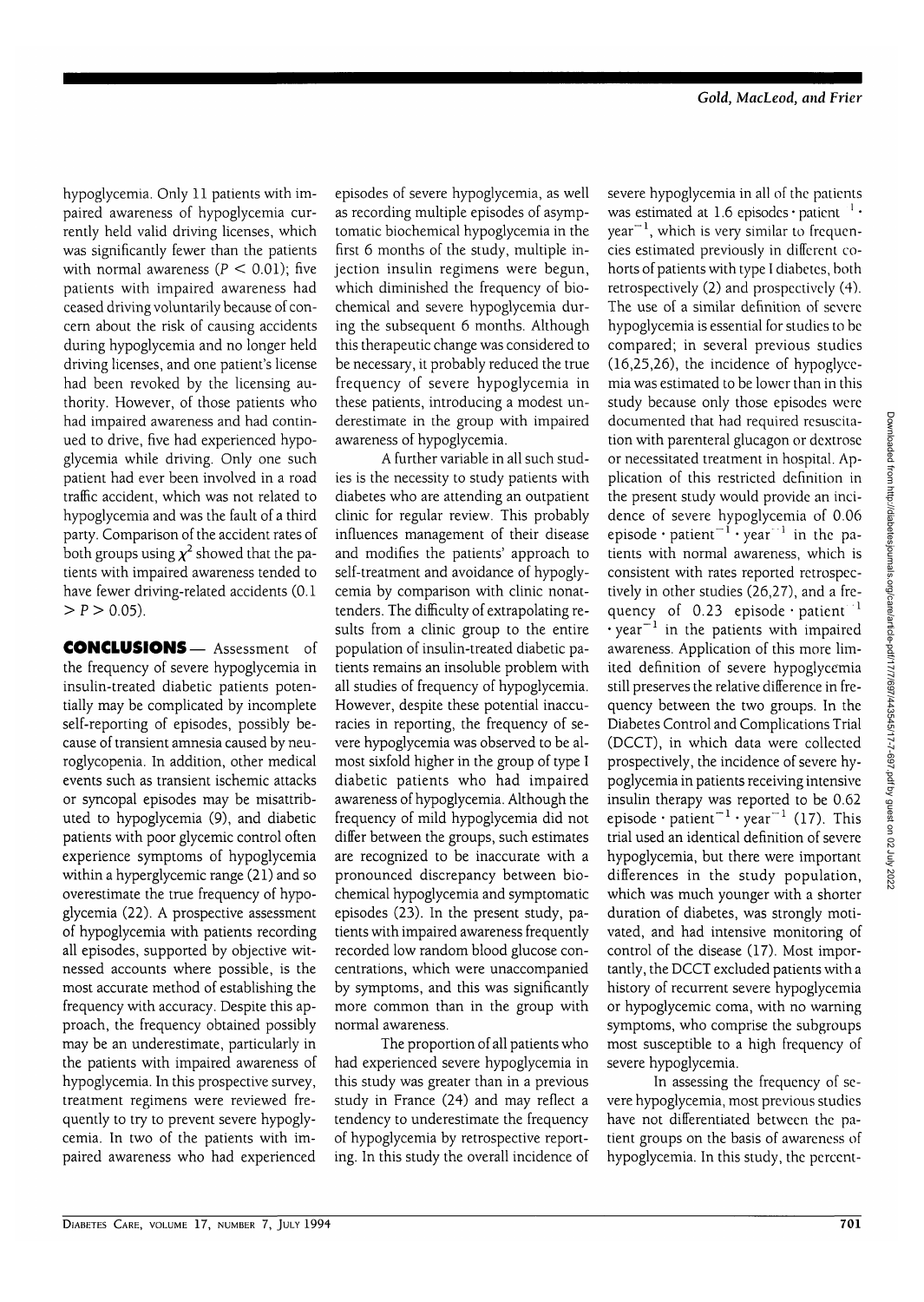hypoglycemia. Only 11 patients with impaired awareness of hypoglycemia currently held valid driving licenses, which was significantly fewer than the patients with normal awareness ($P < 0.01$); five patients with impaired awareness had ceased driving voluntarily because of concern about the risk of causing accidents during hypoglycemia and no longer held driving licenses, and one patient's license had been revoked by the licensing authority. However, of those patients who had impaired awareness and had continued to drive, five had experienced hypoglycemia while driving. Only one such patient had ever been involved in a road traffic accident, which was not related to hypoglycemia and was the fault of a third party. Comparison of the accident rates of both groups using $\chi^2$ showed that the patients with impaired awareness tended to have fewer driving-related accidents ($0.1 > P > 0.05$).

**CONCLUSIONS** — Assessment of the frequency of severe hypoglycemia in insulin-treated diabetic patients potentially may be complicated by incomplete self-reporting of episodes, possibly because of transient amnesia caused by neuroglycopenia. In addition, other medical events such as transient ischemic attacks or syncopal episodes may be misattributed to hypoglycemia (9), and diabetic patients with poor glycemic control often experience symptoms of hypoglycemia within a hyperglycemic range (21) and so overestimate the true frequency of hypoglycemia (22). A prospective assessment of hypoglycemia with patients recording all episodes, supported by objective witnessed accounts where possible, is the most accurate method of establishing the frequency with accuracy. Despite this approach, the frequency obtained possibly may be an underestimate, particularly in the patients with impaired awareness of hypoglycemia. In this prospective survey, treatment regimens were reviewed frequently to try to prevent severe hypoglycemia. In two of the patients with impaired awareness who had experienced episodes of severe hypoglycemia, as well as recording multiple episodes of asymptomatic biochemical hypoglycemia in the first 6 months of the study, multiple injection insulin regimens were begun, which diminished the frequency of biochemical and severe hypoglycemia during the subsequent 6 months. Although this therapeutic change was considered to be necessary, it probably reduced the true frequency of severe hypoglycemia in these patients, introducing a modest underestimate in the group with impaired awareness of hypoglycemia.

A further variable in all such studies is the necessity to study patients with diabetes who are attending an outpatient clinic for regular review. This probably influences management of their disease and modifies the patients' approach to self-treatment and avoidance of hypoglycemia by comparison with clinic nonattenders. The difficulty of extrapolating results from a clinic group to the entire population of insulin-treated diabetic patients remains an insoluble problem with all studies of frequency of hypoglycemia. However, despite these potential inaccuracies in reporting, the frequency of severe hypoglycemia was observed to be almost sixfold higher in the group of type I diabetic patients who had impaired awareness of hypoglycemia. Although the frequency of mild hypoglycemia did not differ between the groups, such estimates are recognized to be inaccurate with a pronounced discrepancy between biochemical hypoglycemia and symptomatic episodes (23). In the present study, patients with impaired awareness frequently recorded low random blood glucose concentrations, which were unaccompanied by symptoms, and this was significantly more common than in the group with normal awareness.

The proportion of all patients who had experienced severe hypoglycemia in this study was greater than in a previous study in France (24) and may reflect a tendency to underestimate the frequency of hypoglycemia by retrospective reporting. In this study the overall incidence of severe hypoglycemia in all of the patients was estimated at 1.6 episodes $\cdot$ patient$^{-1}$ $\cdot$ year$^{-1}$, which is very similar to frequencies estimated previously in different cohorts of patients with type I diabetes, both retrospectively (2) and prospectively (4). The use of a similar definition of severe hypoglycemia is essential for studies to be compared; in several previous studies (16,25,26), the incidence of hypoglycemia was estimated to be lower than in this study because only those episodes were documented that had required resuscitation with parenteral glucagon or dextrose or necessitated treatment in hospital. Application of this restricted definition in the present study would provide an incidence of severe hypoglycemia of 0.06 episode $\cdot$ patient$^{-1}$ $\cdot$ year$^{-1}$ in the patients with normal awareness, which is consistent with rates reported retrospectively in other studies (26,27), and a frequency of 0.23 episode $\cdot$ patient$^{-1}$ $\cdot$ year$^{-1}$ in the patients with impaired awareness. Application of this more limited definition of severe hypoglycemia still preserves the relative difference in frequency between the two groups. In the Diabetes Control and Complications Trial (DCCT), in which data were collected prospectively, the incidence of severe hypoglycemia in patients receiving intensive insulin therapy was reported to be 0.62 episode $\cdot$ patient$^{-1}$ $\cdot$ year$^{-1}$ (17). This trial used an identical definition of severe hypoglycemia, but there were important differences in the study population, which was much younger with a shorter duration of diabetes, was strongly motivated, and had intensive monitoring of control of the disease (17). Most importantly, the DCCT excluded patients with a history of recurrent severe hypoglycemia or hypoglycemic coma, with no warning symptoms, who comprise the subgroups most susceptible to a high frequency of severe hypoglycemia.

In assessing the frequency of severe hypoglycemia, most previous studies have not differentiated between the patient groups on the basis of awareness of hypoglycemia. In this study, the percent-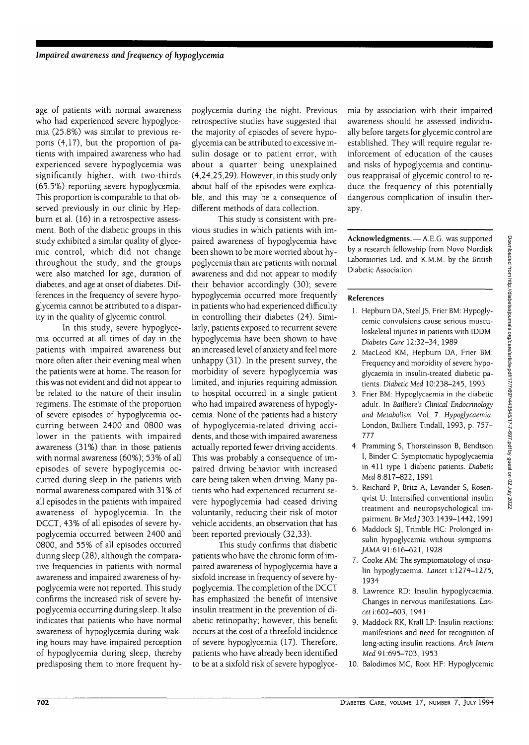age of patients with normal awareness who had experienced severe hypoglycemia (25.8%) was similar to previous reports (4,17), but the proportion of patients with impaired awareness who had experienced severe hypoglycemia was significantly higher, with two-thirds (65.5%) reporting severe hypoglycemia. This proportion is comparable to that observed previously in our clinic by Hepburn et al. (16) in a retrospective assessment. Both of the diabetic groups in this study exhibited a similar quality of glycemic control, which did not change throughout the study, and the groups were also matched for age, duration of diabetes, and age at onset of diabetes. Differences in the frequency of severe hypoglycemia cannot be attributed to a disparity in the quality of glycemic control.

In this study, severe hypoglycemia occurred at all times of day in the patients with impaired awareness but more often after their evening meal when the patients were at home. The reason for this was not evident and did not appear to be related to the nature of their insulin regimens. The estimate of the proportion of severe episodes of hypoglycemia occurring between 2400 and 0800 was lower in the patients with impaired awareness (31%) than in those patients with normal awareness (60%); 53% of all episodes of severe hypoglycemia occurred during sleep in the patients with normal awareness compared with 31% of all episodes in the patients with impaired awareness of hypoglycemia. In the DCCT, 43% of all episodes of severe hypoglycemia occurred between 2400 and 0800, and 55% of all episodes occurred during sleep (28), although the comparative frequencies in patients with normal awareness and impaired awareness of hypoglycemia were not reported. This study confirms the increased risk of severe hypoglycemia occurring during sleep. It also indicates that patients who have normal awareness of hypoglycemia during waking hours may have impaired perception of hypoglycemia during sleep, thereby predisposing them to more frequent hypoglycemia during the night. Previous retrospective studies have suggested that the majority of episodes of severe hypoglycemia can be attributed to excessive insulin dosage or to patient error, with about a quarter being unexplained (4,24,25,29). However, in this study only about half of the episodes were explicable, and this may be a consequence of different methods of data collection.

This study is consistent with previous studies in which patients with impaired awareness of hypoglycemia have been shown to be more worried about hypoglycemia than are patients with normal awareness and did not appear to modify their behavior accordingly (30); severe hypoglycemia occurred more frequently in patients who had experienced difficulty in controlling their diabetes (24). Similarly, patients exposed to recurrent severe hypoglycemia have been shown to have an increased level of anxiety and feel more unhappy (31). In the present survey, the morbidity of severe hypoglycemia was limited, and injuries requiring admission to hospital occurred in a single patient who had impaired awareness of hypoglycemia. None of the patients had a history of hypoglycemia-related driving accidents, and those with impaired awareness actually reported fewer driving accidents. This was probably a consequence of impaired driving behavior with increased care being taken when driving. Many patients who had experienced recurrent severe hypoglycemia had ceased driving voluntarily, reducing their risk of motor vehicle accidents, an observation that has been reported previously (32,33).

This study confirms that diabetic patients who have the chronic form of impaired awareness of hypoglycemia have a sixfold increase in frequency of severe hypoglycemia. The completion of the DCCT has emphasized the benefit of intensive insulin treatment in the prevention of diabetic retinopathy; however, this benefit occurs at the cost of a threefold incidence of severe hypoglycemia (17). Therefore, patients who have already been identified to be at a sixfold risk of severe hypoglycemia by association with their impaired awareness should be assessed individually before targets for glycemic control are established. They will require regular reinforcement of education of the causes and risks of hypoglycemia and continuous reappraisal of glycemic control to reduce the frequency of this potentially dangerous complication of insulin therapy.

**Acknowledgments.**— A.E.G. was supported by a research fellowship from Novo Nordisk Laboratories Ltd. and K.M.M. by the British Diabetic Association.

## References

1. Hepburn DA, Steel JS, Frier BM: Hypoglycemic convulsions cause serious musculoskeletal injuries in patients with IDDM. *Diabetes Care* 12:32–34, 1989
2. MacLeod KM, Hepburn DA, Frier BM: Frequency and morbidity of severe hypoglycaemia in insulin-treated diabetic patients. *Diabetic Med* 10:238–245, 1993
3. Frier BM: Hypoglycaemia in the diabetic adult. In *Bailliere's Clinical Endocrinology and Metabolism*. Vol. 7. *Hypoglycaemia*. London, Bailliere Tindall, 1993, p. 757–777
4. Pramming S, Thorsteinsson B, Bendtson I, Binder C: Symptomatic hypoglycaemia in 411 type 1 diabetic patients. *Diabetic Med* 8:817–822, 1991
5. Reichard P, Britz A, Levander S, Rosenqvist U: Intensified conventional insulin treatment and neuropsychological impairment. *Br Med J* 303:1439–1442, 1991
6. Maddock SJ, Trimble HC: Prolonged insulin hypoglycemia without symptoms. *JAMA* 91:616–621, 1928
7. Cooke AM: The symptomatology of insulin hypoglycaemia. *Lancet* i:1274–1275, 1934
8. Lawrence RD: Insulin hypoglycaemia. Changes in nervous manifestations. *Lancet* i:602–603, 1941
9. Maddock RK, Krall LP: Insulin reactions: manifestions and need for recognition of long-acting insulin reactions. *Arch Intern Med* 91:695–703, 1953
10. Balodimos MC, Root HF: Hypoglycemic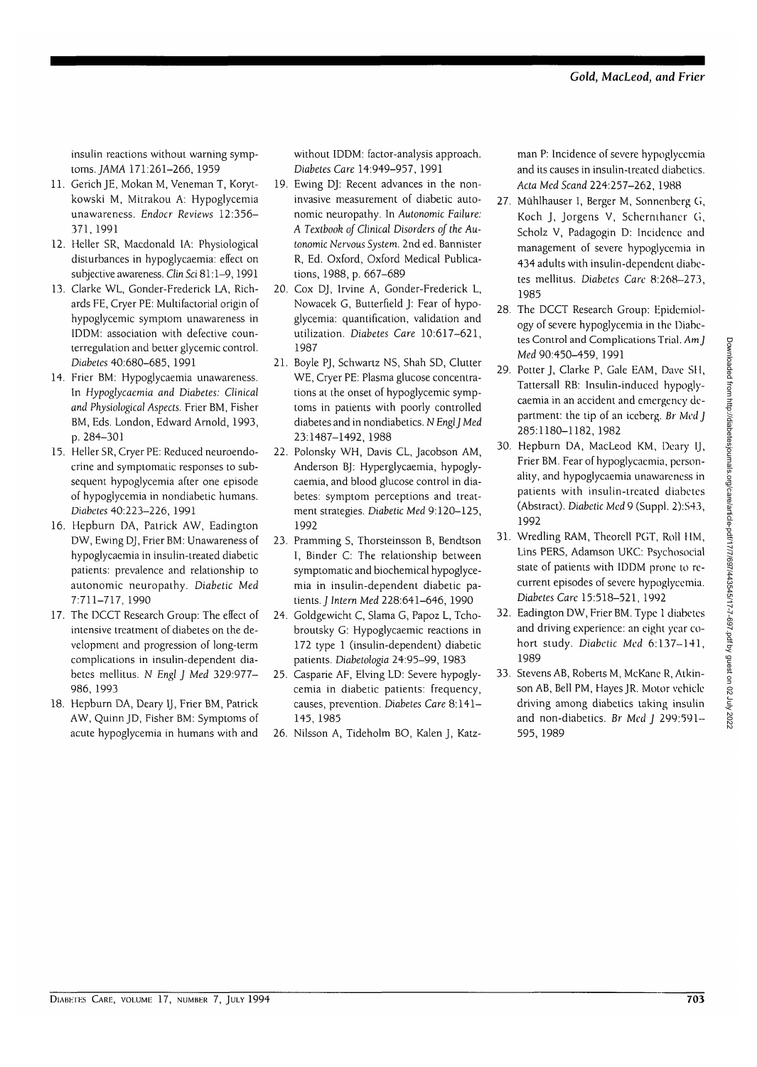insulin reactions without warning symptoms. *JAMA* 171:261–266, 1959

11. Gerich JE, Mokan M, Veneman T, Korytkowski M, Mitrakou A: Hypoglycemia unawareness. *Endocr Reviews* 12:356–371, 1991
12. Heller SR, Macdonald IA: Physiological disturbances in hypoglycaemia: effect on subjective awareness. *Clin Sci* 81:1–9, 1991
13. Clarke WL, Gonder-Frederick LA, Richards FE, Cryer PE: Multifactorial origin of hypoglycemic symptom unawareness in IDDM: association with defective counterregulation and better glycemic control. *Diabetes* 40:680–685, 1991
14. Frier BM: Hypoglycaemia unawareness. In *Hypoglycaemia and Diabetes: Clinical and Physiological Aspects.* Frier BM, Fisher BM, Eds. London, Edward Arnold, 1993, p. 284–301
15. Heller SR, Cryer PE: Reduced neuroendocrine and symptomatic responses to subsequent hypoglycemia after one episode of hypoglycemia in nondiabetic humans. *Diabetes* 40:223–226, 1991
16. Hepburn DA, Patrick AW, Eadington DW, Ewing DJ, Frier BM: Unawareness of hypoglycaemia in insulin-treated diabetic patients: prevalence and relationship to autonomic neuropathy. *Diabetic Med* 7:711–717, 1990
17. The DCCT Research Group: The effect of intensive treatment of diabetes on the development and progression of long-term complications in insulin-dependent diabetes mellitus. *N Engl J Med* 329:977–986, 1993
18. Hepburn DA, Deary IJ, Frier BM, Patrick AW, Quinn JD, Fisher BM: Symptoms of acute hypoglycemia in humans with and without IDDM: factor-analysis approach. *Diabetes Care* 14:949–957, 1991
19. Ewing DJ: Recent advances in the non-invasive measurement of diabetic autonomic neuropathy. In *Autonomic Failure: A Textbook of Clinical Disorders of the Autonomic Nervous System.* 2nd ed. Bannister R, Ed. Oxford, Oxford Medical Publications, 1988, p. 667–689
20. Cox DJ, Irvine A, Gonder-Frederick L, Nowacek G, Butterfield J: Fear of hypoglycemia: quantification, validation and utilization. *Diabetes Care* 10:617–621, 1987
21. Boyle PJ, Schwartz NS, Shah SD, Clutter WE, Cryer PE: Plasma glucose concentrations at the onset of hypoglycemic symptoms in patients with poorly controlled diabetes and in nondiabetics. *N Engl J Med* 23:1487–1492, 1988
22. Polonsky WH, Davis CL, Jacobson AM, Anderson BJ: Hyperglycaemia, hypoglycaemia, and blood glucose control in diabetes: symptom perceptions and treatment strategies. *Diabetic Med* 9:120–125, 1992
23. Pramming S, Thorsteinsson B, Bendtson I, Binder C: The relationship between symptomatic and biochemical hypoglycemia in insulin-dependent diabetic patients. *J Intern Med* 228:641–646, 1990
24. Goldgewicht C, Slama G, Papoz L, Tchobroutsky G: Hypoglycaemic reactions in 172 type 1 (insulin-dependent) diabetic patients. *Diabetologia* 24:95–99, 1983
25. Casparie AF, Elving LD: Severe hypoglycemia in diabetic patients: frequency, causes, prevention. *Diabetes Care* 8:141–145, 1985
26. Nilsson A, Tideholm BO, Kalen J, Katzman P: Incidence of severe hypoglycemia and its causes in insulin-treated diabetics. *Acta Med Scand* 224:257–262, 1988
27. Mühlhauser I, Berger M, Sonnenberg G, Koch J, Jorgens V, Schernthaner G, Scholz V, Padagogin D: Incidence and management of severe hypoglycemia in 434 adults with insulin-dependent diabetes mellitus. *Diabetes Care* 8:268–273, 1985
28. The DCCT Research Group: Epidemiology of severe hypoglycemia in the Diabetes Control and Complications Trial. *Am J Med* 90:450–459, 1991
29. Potter J, Clarke P, Gale EAM, Dave SH, Tattersall RB: Insulin-induced hypoglycaemia in an accident and emergency department: the tip of an iceberg. *Br Med J* 285:1180–1182, 1982
30. Hepburn DA, MacLeod KM, Deary IJ, Frier BM. Fear of hypoglycaemia, personality, and hypoglycaemia unawareness in patients with insulin-treated diabetes (Abstract). *Diabetic Med* 9 (Suppl. 2):S43, 1992
31. Wredling RAM, Theorell PGT, Roll HM, Lins PERS, Adamson UKC: Psychosocial state of patients with IDDM prone to recurrent episodes of severe hypoglycemia. *Diabetes Care* 15:518–521, 1992
32. Eadington DW, Frier BM. Type 1 diabetes and driving experience: an eight year cohort study. *Diabetic Med* 6:137–141, 1989
33. Stevens AB, Roberts M, McKane R, Atkinson AB, Bell PM, Hayes JR. Motor vehicle driving among diabetics taking insulin and non-diabetics. *Br Med J* 299:591–595, 1989